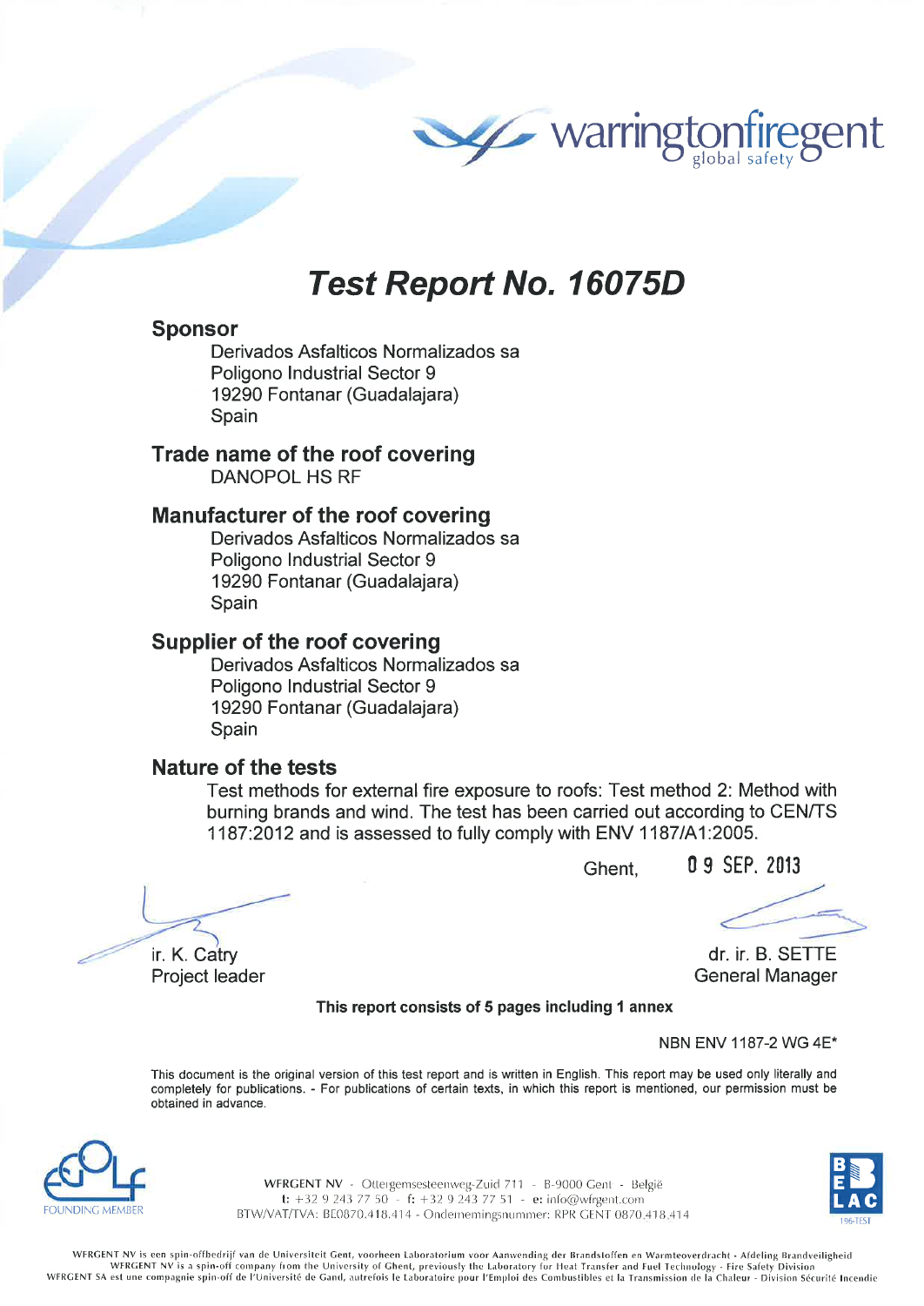# Test Report No. 16075D

## Sponsor

Derivados Asfalticos Normalizados sa
Poligono Industrial Sector 9
19290 Fontanar (Guadalajara)
Spain

## Trade name of the roof covering

DANOPOL HS RF

## Manufacturer of the roof covering

Derivados Asfalticos Normalizados sa
Poligono Industrial Sector 9
19290 Fontanar (Guadalajara)
Spain

## Supplier of the roof covering

Derivados Asfalticos Normalizados sa
Poligono Industrial Sector 9
19290 Fontanar (Guadalajara)
Spain

## Nature of the tests

Test methods for external fire exposure to roofs: Test method 2: Method with burning brands and wind. The test has been carried out according to CEN/TS 1187:2012 and is assessed to fully comply with ENV 1187/A1:2005.

Ghent, 09 SEP. 2013

ir. K. Catry
Project leader

dr. ir. B. SETTE
General Manager

**This report consists of 5 pages including 1 annex**

NBN ENV 1187-2 WG 4E*

This document is the original version of this test report and is written in English. This report may be used only literally and completely for publications. - For publications of certain texts, in which this report is mentioned, our permission must be obtained in advance.

FOUNDING MEMBER

WFRGENT NV - Ottergemsesteenweg-Zuid 711 - B-9000 Gent - België
t: +32 9 243 77 50 - f: +32 9 243 77 51 - e: info@wfrgent.com
BTW/VAT/TVA: BE0870.418.414 - Ondernemingsnummer: RPR GENT 0870.418.414

BELAC 196-TEST

WFRGENT NV is een spin-offbedrijf van de Universiteit Gent, voorheen Laboratorium voor Aanwending der Brandstoffen en Warmteoverdracht - Afdeling Brandveiligheid
WFRGENT NV is a spin-off company from the University of Ghent, previously the Laboratory for Heat Transfer and Fuel Technology - Fire Safety Division
WFRGENT SA est une compagnie spin-off de l'Université de Gand, autrefois le Laboratoire pour l'Emploi des Combustibles et la Transmission de la Chaleur - Division Sécurité Incendie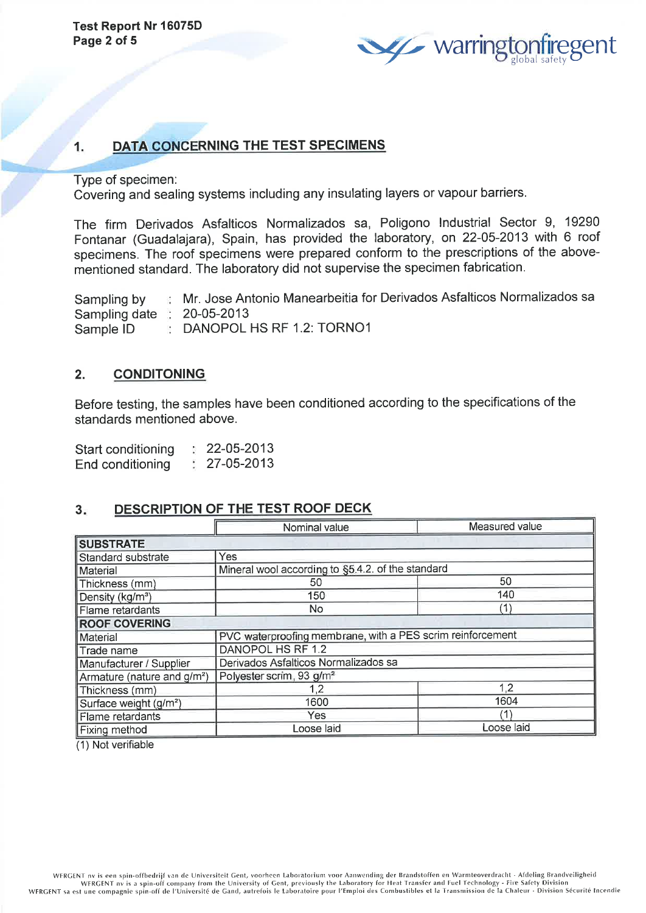## 1. DATA CONCERNING THE TEST SPECIMENS

Type of specimen:
Covering and sealing systems including any insulating layers or vapour barriers.

The firm Derivados Asfalticos Normalizados sa, Poligono Industrial Sector 9, 19290 Fontanar (Guadalajara), Spain, has provided the laboratory, on 22-05-2013 with 6 roof specimens. The roof specimens were prepared conform to the prescriptions of the above-mentioned standard. The laboratory did not supervise the specimen fabrication.

Sampling by : Mr. Jose Antonio Manearbeitia for Derivados Asfalticos Normalizados sa
Sampling date : 20-05-2013
Sample ID : DANOPOL HS RF 1.2: TORNO1

## 2. CONDITONING

Before testing, the samples have been conditioned according to the specifications of the standards mentioned above.

Start conditioning : 22-05-2013
End conditioning : 27-05-2013

## 3. DESCRIPTION OF THE TEST ROOF DECK

| | Nominal value | Measured value |
|---|---|---|
| **SUBSTRATE** | | |
| Standard substrate | Yes | |
| Material | Mineral wool according to §5.4.2. of the standard | |
| Thickness (mm) | 50 | 50 |
| Density (kg/m³) | 150 | 140 |
| Flame retardants | No | (1) |
| **ROOF COVERING** | | |
| Material | PVC waterproofing membrane, with a PES scrim reinforcement | |
| Trade name | DANOPOL HS RF 1.2 | |
| Manufacturer / Supplier | Derivados Asfalticos Normalizados sa | |
| Armature (nature and g/m²) | Polyester scrim, 93 g/m² | |
| Thickness (mm) | 1,2 | 1,2 |
| Surface weight (g/m²) | 1600 | 1604 |
| Flame retardants | Yes | (1) |
| Fixing method | Loose laid | Loose laid |

(1) Not verifiable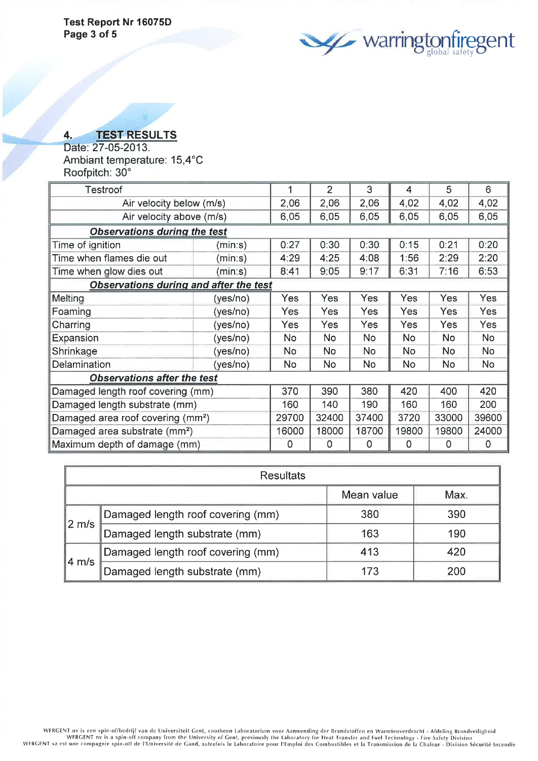## 4. TEST RESULTS

Date: 27-05-2013.
Ambiant temperature: 15,4°C
Roofpitch: 30°

| Testroof | | 1 | 2 | 3 | 4 | 5 | 6 |
|---|---|---|---|---|---|---|---|
| Air velocity below (m/s) | | 2,06 | 2,06 | 2,06 | 4,02 | 4,02 | 4,02 |
| Air velocity above (m/s) | | 6,05 | 6,05 | 6,05 | 6,05 | 6,05 | 6,05 |
| ***Observations during the test*** | | | | | | | |
| Time of ignition | (min:s) | 0:27 | 0:30 | 0:30 | 0:15 | 0:21 | 0:20 |
| Time when flames die out | (min:s) | 4:29 | 4:25 | 4:08 | 1:56 | 2:29 | 2:20 |
| Time when glow dies out | (min:s) | 8:41 | 9:05 | 9:17 | 6:31 | 7:16 | 6:53 |
| ***Observations during and after the test*** | | | | | | | |
| Melting | (yes/no) | Yes | Yes | Yes | Yes | Yes | Yes |
| Foaming | (yes/no) | Yes | Yes | Yes | Yes | Yes | Yes |
| Charring | (yes/no) | Yes | Yes | Yes | Yes | Yes | Yes |
| Expansion | (yes/no) | No | No | No | No | No | No |
| Shrinkage | (yes/no) | No | No | No | No | No | No |
| Delamination | (yes/no) | No | No | No | No | No | No |
| ***Observations after the test*** | | | | | | | |
| Damaged length roof covering (mm) | | 370 | 390 | 380 | 420 | 400 | 420 |
| Damaged length substrate (mm) | | 160 | 140 | 190 | 160 | 160 | 200 |
| Damaged area roof covering (mm²) | | 29700 | 32400 | 37400 | 3720 | 33000 | 39600 |
| Damaged area substrate (mm²) | | 16000 | 18000 | 18700 | 19800 | 19800 | 24000 |
| Maximum depth of damage (mm) | | 0 | 0 | 0 | 0 | 0 | 0 |

| Resultats | | | |
|---|---|---|---|
| | | Mean value | Max. |
| 2 m/s | Damaged length roof covering (mm) | 380 | 390 |
| | Damaged length substrate (mm) | 163 | 190 |
| 4 m/s | Damaged length roof covering (mm) | 413 | 420 |
| | Damaged length substrate (mm) | 173 | 200 |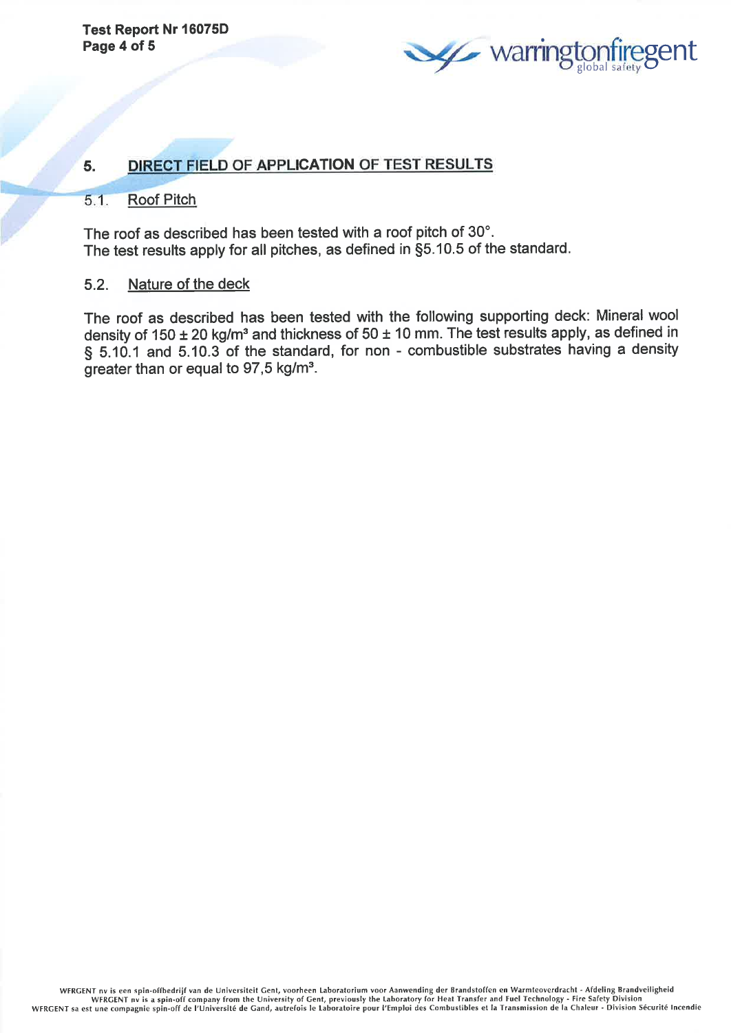## 5. DIRECT FIELD OF APPLICATION OF TEST RESULTS

### 5.1. Roof Pitch

The roof as described has been tested with a roof pitch of 30°.
The test results apply for all pitches, as defined in §5.10.5 of the standard.

### 5.2. Nature of the deck

The roof as described has been tested with the following supporting deck: Mineral wool density of 150 ± 20 kg/m³ and thickness of 50 ± 10 mm. The test results apply, as defined in § 5.10.1 and 5.10.3 of the standard, for non - combustible substrates having a density greater than or equal to 97,5 kg/m³.

WFRGENT nv is een spin-offbedrijf van de Universiteit Gent, voorheen Laboratorium voor Aanwending der Brandstoffen en Warmteoverdracht - Afdeling Brandveiligheid
WFRGENT nv is a spin-off company from the University of Gent, previously the Laboratory for Heat Transfer and Fuel Technology - Fire Safety Division
WFRGENT sa est une compagnie spin-off de l'Université de Gand, autrefois le Laboratoire pour l'Emploi des Combustibles et la Transmission de la Chaleur - Division Sécurité Incendie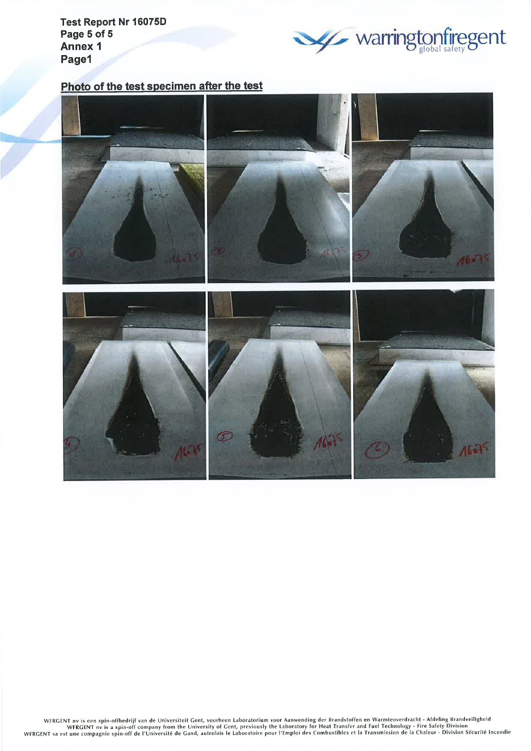**Annex 1**
**Page1**

## Photo of the test specimen after the test

WFRGENT nv is een spin-offbedrijf van de Universiteit Gent, voorheen Laboratorium voor Aanwending der Brandstoffen en Warmteoverdracht - Afdeling Brandveiligheid
WFRGENT nv is a spin-off company from the University of Gent, previously the Laboratory for Heat Transfer and Fuel Technology - Fire Safety Division
WFRGENT sa est une compagnie spin-off de l'Université de Gand, autrefois le Laboratoire pour l'Emploi des Combustibles et la Transmission de la Chaleur - Division Sécurité Incendie